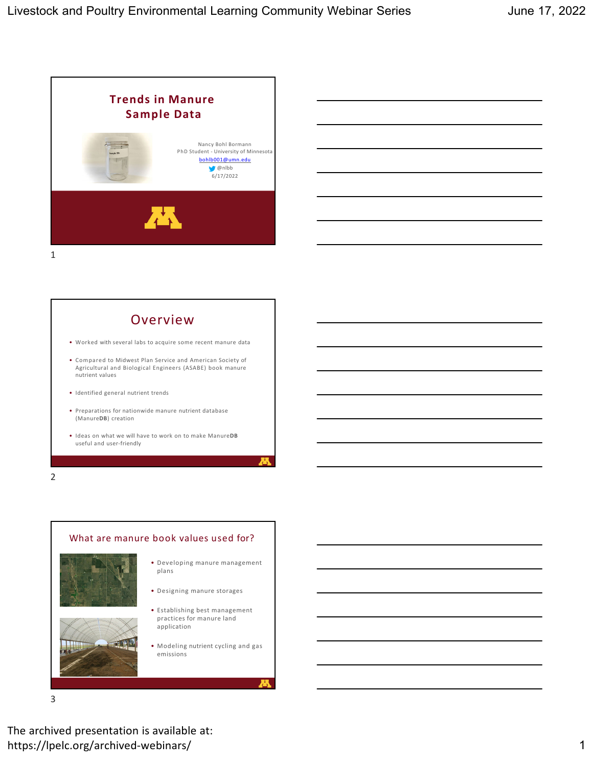## Trends in Manure Sample Data

Nancy Bohl Bormann
PhD Student - University of Minnesota
bohlb001@umn.edu
@nlbb
6/17/2022

## Overview

- Worked with several labs to acquire some recent manure data
- Compared to Midwest Plan Service and American Society of Agricultural and Biological Engineers (ASABE) book manure nutrient values
- Identified general nutrient trends
- Preparations for nationwide manure nutrient database (Manure**DB**) creation
- Ideas on what we will have to work on to make Manure**DB** useful and user-friendly

## What are manure book values used for?

- Developing manure management plans
- Designing manure storages
- Establishing best management practices for manure land application
- Modeling nutrient cycling and gas emissions

The archived presentation is available at: https://lpelc.org/archived-webinars/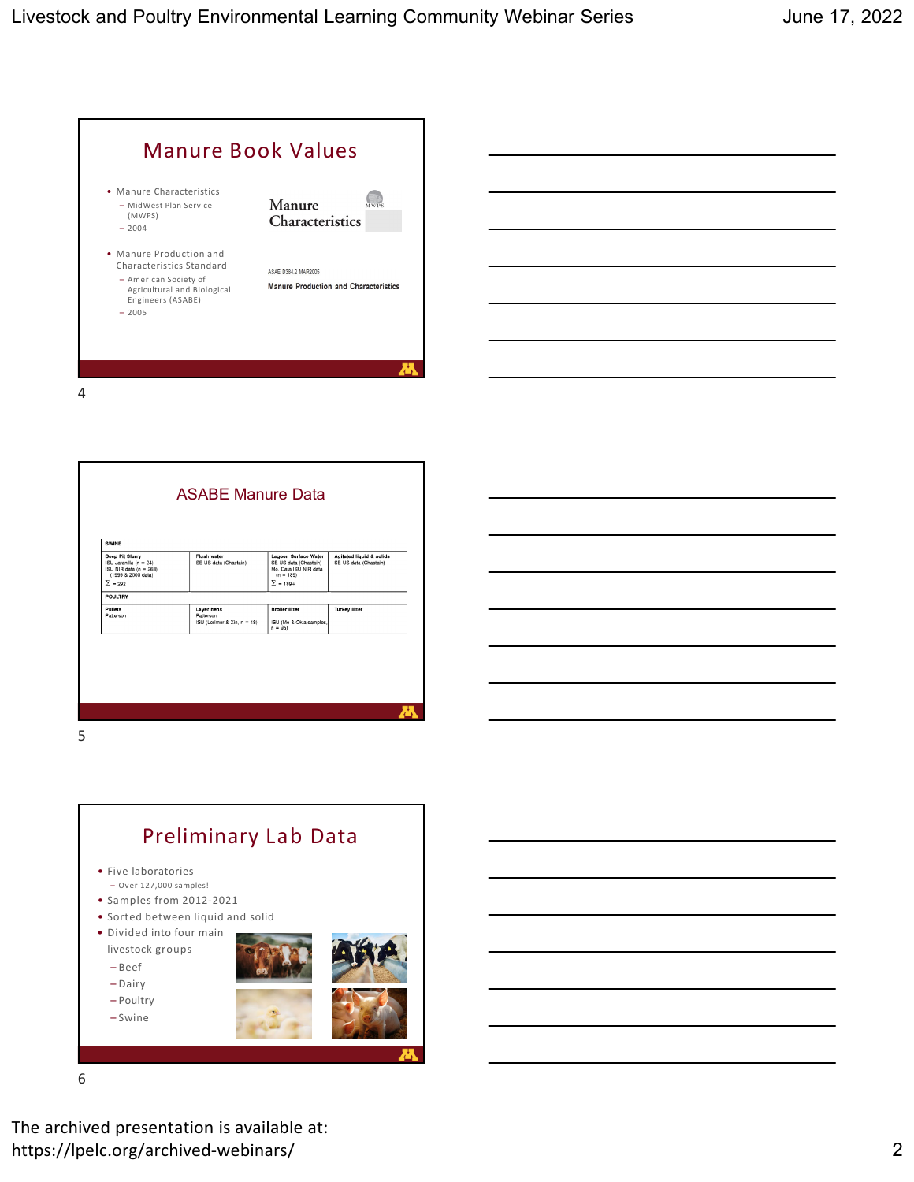## Manure Book Values

- Manure Characteristics
  - MidWest Plan Service (MWPS)
  - 2004
- Manure Production and Characteristics Standard
  - American Society of Agricultural and Biological Engineers (ASABE)
  - 2005

Manure Characteristics

ASAE D384.2 MAR2005

Manure Production and Characteristics

## ASABE Manure Data

| SWINE | | | |
|---|---|---|---|
| **Deep Pit Slurry**<br>ISU Jaramillo (n = 24)<br>ISU NIR data (n = 268)<br>(1999 & 2000 data)<br>$\Sigma$ = 292 | **Flush water**<br>SE US data (Chastain) | **Lagoon Surface Water**<br>SE US data (Chastain)<br>Mo. Data ISU NIR data (n = 189)<br>$\Sigma$ = 189+ | **Agitated liquid & solids**<br>SE US data (Chastain) |
| **POULTRY** | | | |
| **Pullets**<br>Patterson | **Layer hens**<br>Patterson<br>ISU (Lorimor & Xin, n = 48) | **Broiler litter**<br>ISU (Mo & Okla samples, n = 95) | **Turkey litter** |

## Preliminary Lab Data

- Five laboratories
  - Over 127,000 samples!
- Samples from 2012-2021
- Sorted between liquid and solid
- Divided into four main livestock groups
  - Beef
  - Dairy
  - Poultry
  - Swine

The archived presentation is available at: https://lpelc.org/archived-webinars/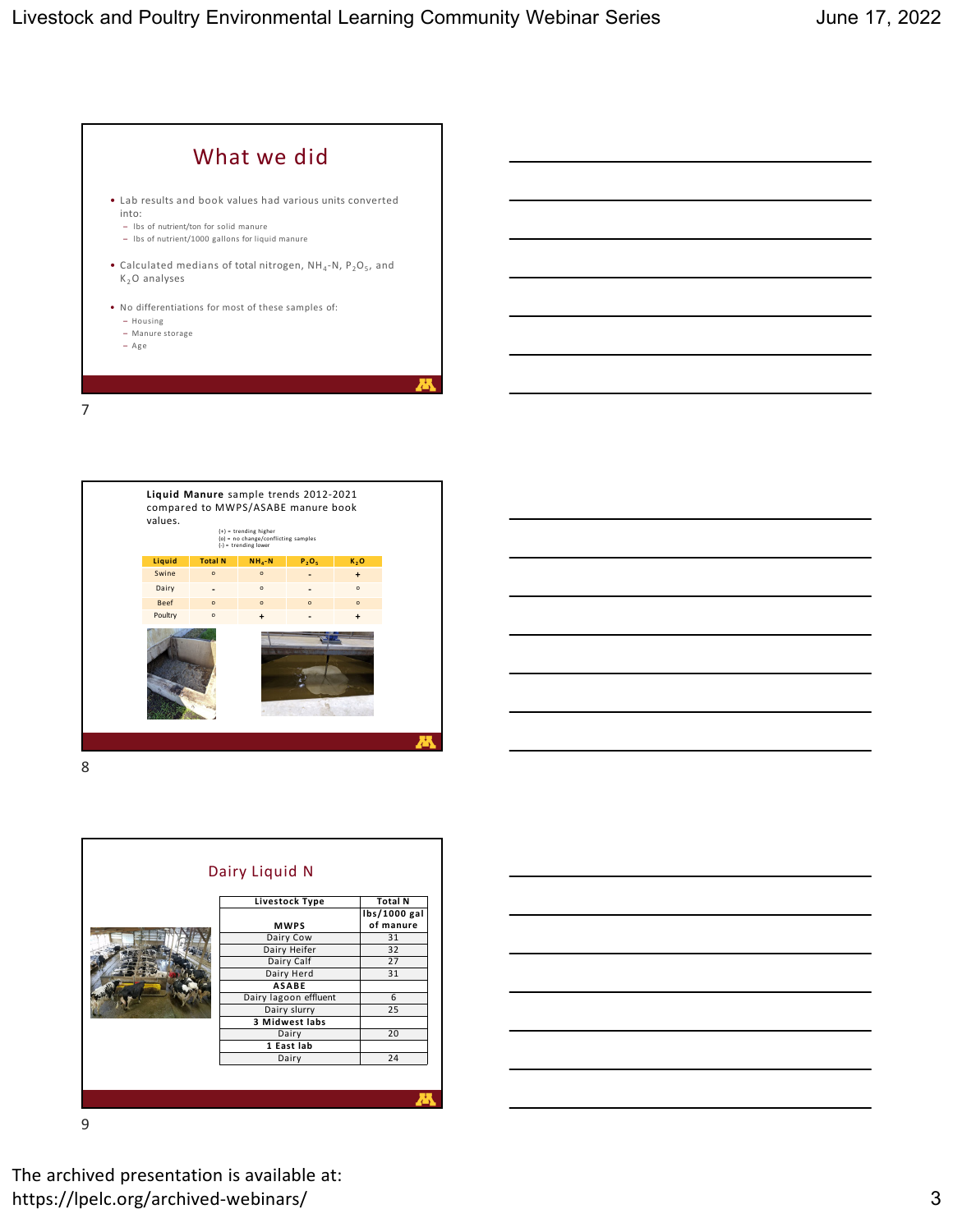## What we did

- Lab results and book values had various units converted into:
  - lbs of nutrient/ton for solid manure
  - lbs of nutrient/1000 gallons for liquid manure
- Calculated medians of total nitrogen, $NH_4$-N, $P_2O_5$, and $K_2O$ analyses
- No differentiations for most of these samples of:
  - Housing
  - Manure storage
  - Age

**Liquid Manure** sample trends 2012-2021 compared to MWPS/ASABE manure book values.

(+) = trending higher
(o) = no change/conflicting samples
(-) = trending lower

| Liquid | Total N | $NH_4$-N | $P_2O_5$ | $K_2O$ |
|---|---|---|---|---|
| Swine | o | o | - | + |
| Dairy | - | o | - | o |
| Beef | o | o | o | o |
| Poultry | o | + | - | + |

## Dairy Liquid N

| Livestock Type | Total N |
|---|---|
| **MWPS** | **lbs/1000 gal of manure** |
| Dairy Cow | 31 |
| Dairy Heifer | 32 |
| Dairy Calf | 27 |
| Dairy Herd | 31 |
| **ASABE** | |
| Dairy lagoon effluent | 6 |
| Dairy slurry | 25 |
| **3 Midwest labs** | |
| Dairy | 20 |
| **1 East lab** | |
| Dairy | 24 |

The archived presentation is available at:
https://lpelc.org/archived-webinars/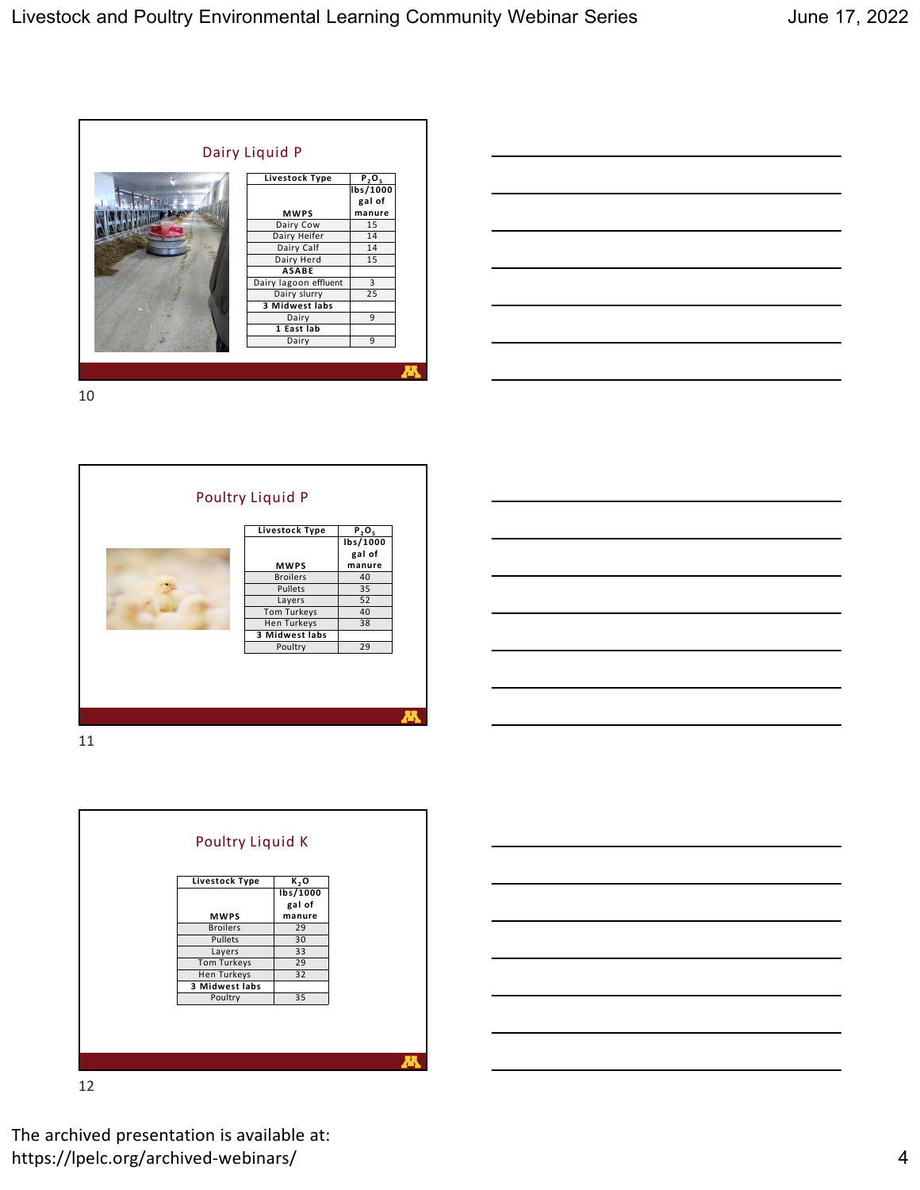## Dairy Liquid P

| Livestock Type | $P_2O_5$ lbs/1000 gal of manure |
|---|---|
| **MWPS** | |
| Dairy Cow | 15 |
| Dairy Heifer | 14 |
| Dairy Calf | 14 |
| Dairy Herd | 15 |
| **ASABE** | |
| Dairy lagoon effluent | 3 |
| Dairy slurry | 25 |
| **3 Midwest labs** | |
| Dairy | 9 |
| **1 East lab** | |
| Dairy | 9 |

## Poultry Liquid P

| Livestock Type | $P_2O_5$ lbs/1000 gal of manure |
|---|---|
| **MWPS** | |
| Broilers | 40 |
| Pullets | 35 |
| Layers | 52 |
| Tom Turkeys | 40 |
| Hen Turkeys | 38 |
| **3 Midwest labs** | |
| Poultry | 29 |

## Poultry Liquid K

| Livestock Type | $K_2O$ lbs/1000 gal of manure |
|---|---|
| **MWPS** | |
| Broilers | 29 |
| Pullets | 30 |
| Layers | 33 |
| Tom Turkeys | 29 |
| Hen Turkeys | 32 |
| **3 Midwest labs** | |
| Poultry | 35 |

The archived presentation is available at: https://lpelc.org/archived-webinars/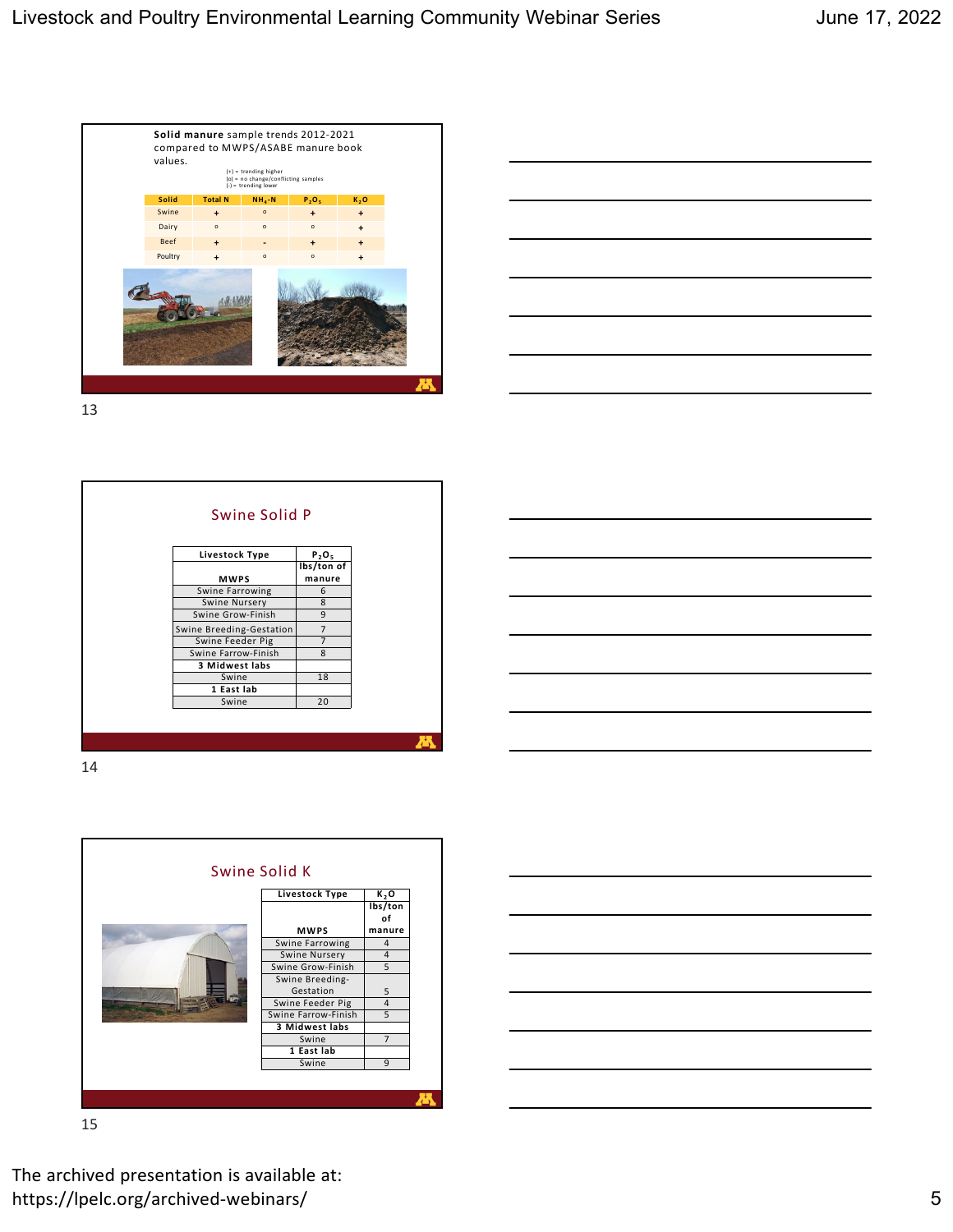**Solid manure** sample trends 2012-2021 compared to MWPS/ASABE manure book values.

(+) = trending higher
(o) = no change/conflicting samples
(-) = trending lower

| Solid | Total N | $NH_4$-N | $P_2O_5$ | $K_2O$ |
|---|---|---|---|---|
| Swine | + | o | + | + |
| Dairy | o | o | o | + |
| Beef | + | - | + | + |
| Poultry | + | o | o | + |

13

## Swine Solid P

| Livestock Type | $P_2O_5$ |
|---|---|
| MWPS | lbs/ton of manure |
| Swine Farrowing | 6 |
| Swine Nursery | 8 |
| Swine Grow-Finish | 9 |
| Swine Breeding-Gestation | 7 |
| Swine Feeder Pig | 7 |
| Swine Farrow-Finish | 8 |
| **3 Midwest labs** | |
| Swine | 18 |
| **1 East lab** | |
| Swine | 20 |

14

## Swine Solid K

| Livestock Type | $K_2O$ |
|---|---|
| MWPS | lbs/ton of manure |
| Swine Farrowing | 4 |
| Swine Nursery | 4 |
| Swine Grow-Finish | 5 |
| Swine Breeding-Gestation | 5 |
| Swine Feeder Pig | 4 |
| Swine Farrow-Finish | 5 |
| **3 Midwest labs** | |
| Swine | 7 |
| **1 East lab** | |
| Swine | 9 |

15

The archived presentation is available at: https://lpelc.org/archived-webinars/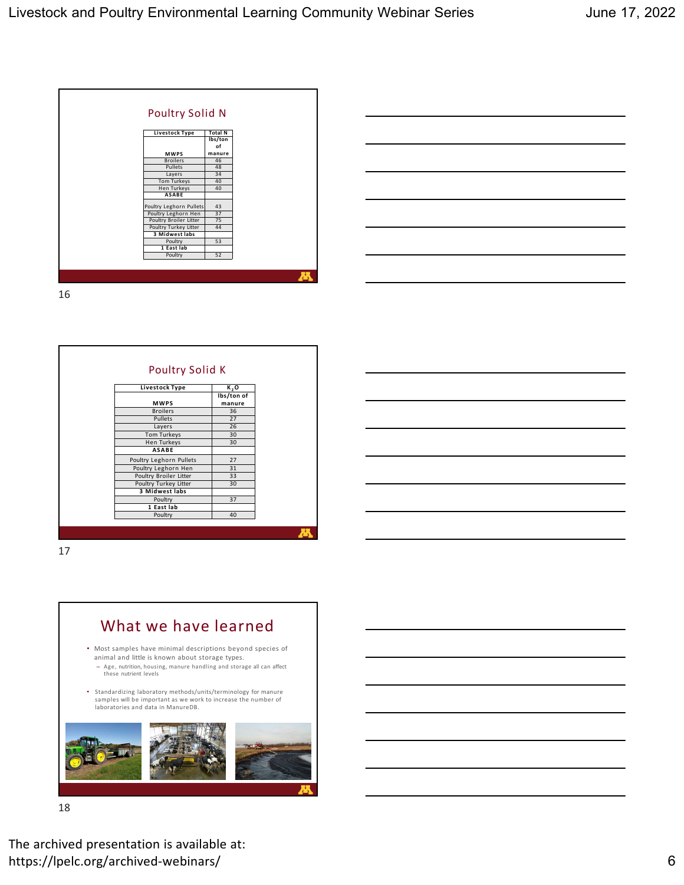## Poultry Solid N

| Livestock Type | Total N lbs/ton of manure |
|---|---|
| **MWPS** | |
| Broilers | 46 |
| Pullets | 48 |
| Layers | 34 |
| Tom Turkeys | 40 |
| Hen Turkeys | 40 |
| **ASABE** | |
| Poultry Leghorn Pullets | 43 |
| Poultry Leghorn Hen | 37 |
| Poultry Broiler Litter | 75 |
| Poultry Turkey Litter | 44 |
| **3 Midwest labs** | |
| Poultry | 53 |
| **1 East lab** | |
| Poultry | 52 |

## Poultry Solid K

| Livestock Type | $K_2O$ lbs/ton of manure |
|---|---|
| **MWPS** | |
| Broilers | 36 |
| Pullets | 27 |
| Layers | 26 |
| Tom Turkeys | 30 |
| Hen Turkeys | 30 |
| **ASABE** | |
| Poultry Leghorn Pullets | 27 |
| Poultry Leghorn Hen | 31 |
| Poultry Broiler Litter | 33 |
| Poultry Turkey Litter | 30 |
| **3 Midwest labs** | |
| Poultry | 37 |
| **1 East lab** | |
| Poultry | 40 |

## What we have learned

- Most samples have minimal descriptions beyond species of animal and little is known about storage types.
  - Age, nutrition, housing, manure handling and storage all can affect these nutrient levels
- Standardizing laboratory methods/units/terminology for manure samples will be important as we work to increase the number of laboratories and data in ManureDB.

The archived presentation is available at: https://lpelc.org/archived-webinars/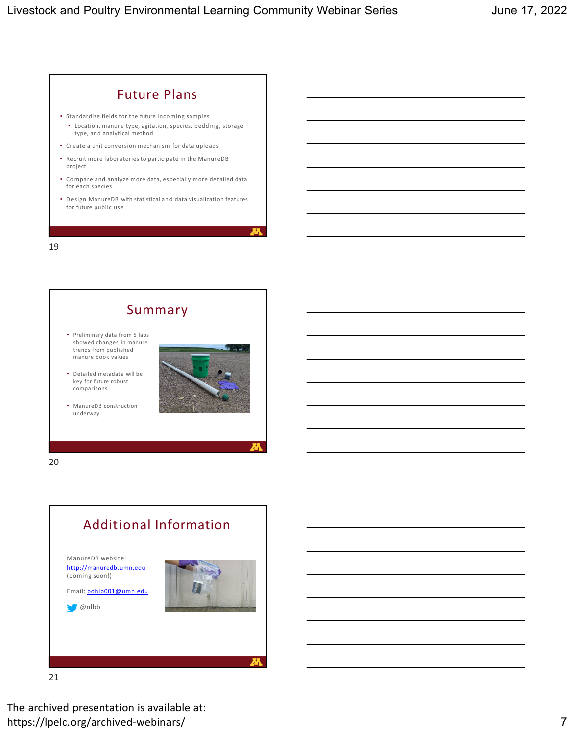## Future Plans

- Standardize fields for the future incoming samples
  - Location, manure type, agitation, species, bedding, storage type, and analytical method
- Create a unit conversion mechanism for data uploads
- Recruit more laboratories to participate in the ManureDB project
- Compare and analyze more data, especially more detailed data for each species
- Design ManureDB with statistical and data visualization features for future public use

19

## Summary

- Preliminary data from 5 labs showed changes in manure trends from published manure book values
- Detailed metadata will be key for future robust comparisons
- ManureDB construction underway

20

## Additional Information

ManureDB website: http://manuredb.umn.edu (coming soon!)

Email: bohlb001@umn.edu

@nlbb

21

The archived presentation is available at: https://lpelc.org/archived-webinars/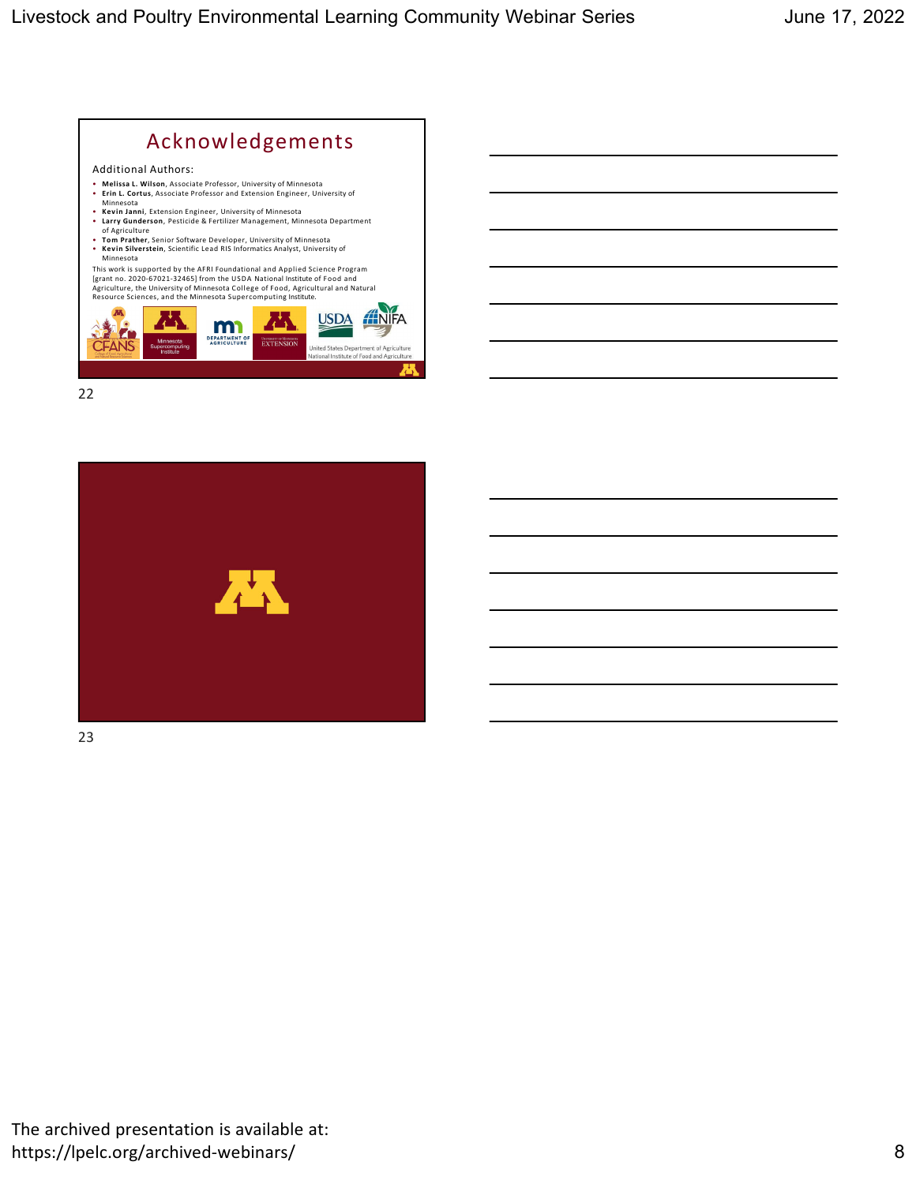## Acknowledgements

Additional Authors:

- **Melissa L. Wilson**, Associate Professor, University of Minnesota
- **Erin L. Cortus**, Associate Professor and Extension Engineer, University of Minnesota
- **Kevin Janni**, Extension Engineer, University of Minnesota
- **Larry Gunderson**, Pesticide & Fertilizer Management, Minnesota Department of Agriculture
- **Tom Prather**, Senior Software Developer, University of Minnesota
- **Kevin Silverstein**, Scientific Lead RIS Informatics Analyst, University of Minnesota

This work is supported by the AFRI Foundational and Applied Science Program [grant no. 2020-67021-32465] from the USDA National Institute of Food and Agriculture, the University of Minnesota College of Food, Agricultural and Natural Resource Sciences, and the Minnesota Supercomputing Institute.

CFANS | Minnesota Supercomputing Institute | mn Department of Agriculture | University of Minnesota Extension | USDA NIFA United States Department of Agriculture National Institute of Food and Agriculture

22

23

The archived presentation is available at:
https://lpelc.org/archived-webinars/